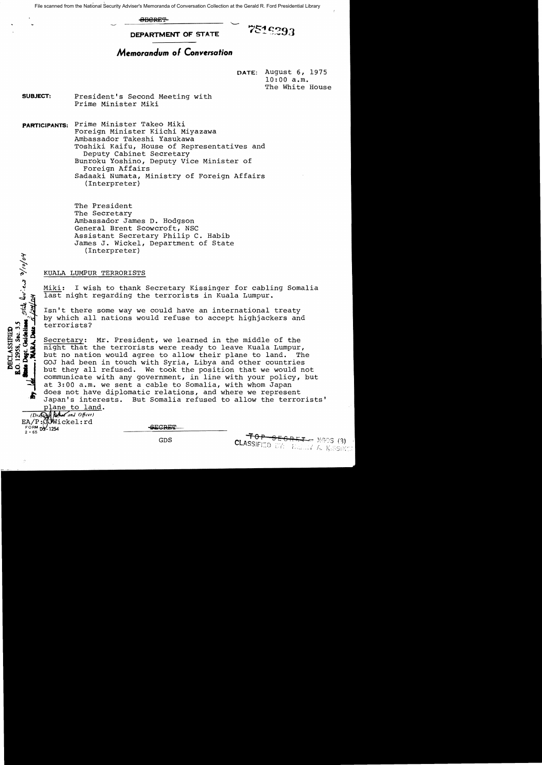SECRET

**DEPARTMENT OF STATE** 7516293

# *Memorandum of Conversation*

DATE: August 6, 1975
10:00 a.m.
The White House

**SUBJECT:** President's Second Meeting with Prime Minister Miki

**PARTICIPANTS:** Prime Minister Takeo Miki
Foreign Minister Kiichi Miyazawa
Ambassador Takeshi Yasukawa
Toshiki Kaifu, House of Representatives and Deputy Cabinet Secretary
Bunroku Yoshino, Deputy Vice Minister of Foreign Affairs
Sadaaki Numata, Ministry of Foreign Affairs (Interpreter)

The President
The Secretary
Ambassador James D. Hodgson
General Brent Scowcroft, NSC
Assistant Secretary Philip C. Habib
James J. Wickel, Department of State (Interpreter)

DECLASSIFIED
E.O. 12958, Sec. 3.5
State Dept. Guidelines, State Review 3/10/04
By ___, NARA, Date 5/24/04

KUALA LUMPUR TERRORISTS

Miki: I wish to thank Secretary Kissinger for cabling Somalia last night regarding the terrorists in Kuala Lumpur.

Isn't there some way we could have an international treaty by which all nations would refuse to accept highjackers and terrorists?

Secretary: Mr. President, we learned in the middle of the night that the terrorists were ready to leave Kuala Lumpur, but no nation would agree to allow their plane to land. The GOJ had been in touch with Syria, Libya and other countries but they all refused. We took the position that we would not communicate with any government, in line with your policy, but at 3:00 a.m. we sent a cable to Somalia, with whom Japan does not have diplomatic relations, and where we represent Japan's interests. But Somalia refused to allow the terrorists' plane to land.

(Drafting Officer and Officer)
EA/P:JJWickel:rd
FORM DS-1254
2-65

SECRET

GDS

CLASSIFIED BY HENRY A. KISSINGER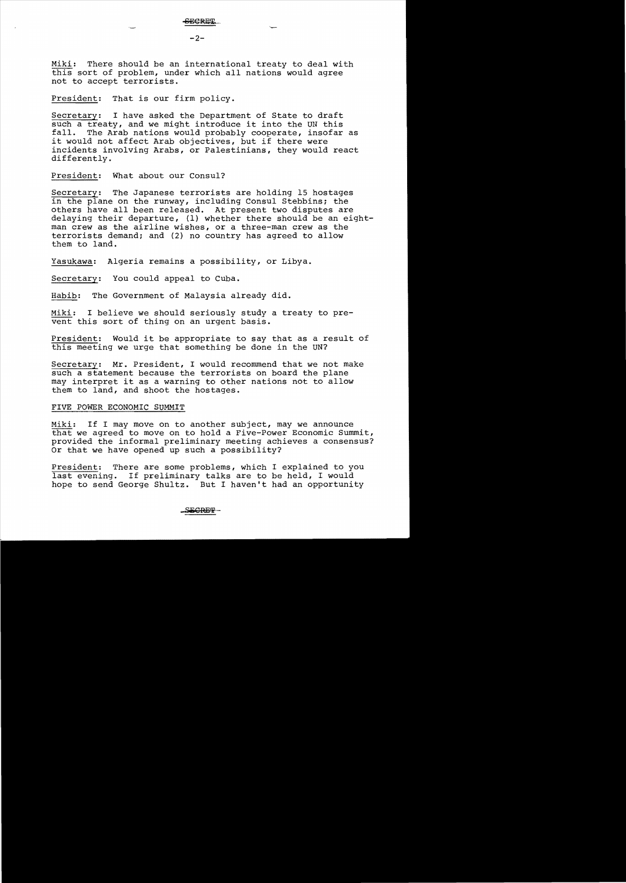Miki: There should be an international treaty to deal with this sort of problem, under which all nations would agree not to accept terrorists.

President: That is our firm policy.

Secretary: I have asked the Department of State to draft such a treaty, and we might introduce it into the UN this fall. The Arab nations would probably cooperate, insofar as it would not affect Arab objectives, but if there were incidents involving Arabs, or Palestinians, they would react differently.

President: What about our Consul?

Secretary: The Japanese terrorists are holding 15 hostages in the plane on the runway, including Consul Stebbins; the others have all been released. At present two disputes are delaying their departure, (1) whether there should be an eight-man crew as the airline wishes, or a three-man crew as the terrorists demand; and (2) no country has agreed to allow them to land.

Yasukawa: Algeria remains a possibility, or Libya.

Secretary: You could appeal to Cuba.

Habib: The Government of Malaysia already did.

Miki: I believe we should seriously study a treaty to prevent this sort of thing on an urgent basis.

President: Would it be appropriate to say that as a result of this meeting we urge that something be done in the UN?

Secretary: Mr. President, I would recommend that we not make such a statement because the terrorists on board the plane may interpret it as a warning to other nations not to allow them to land, and shoot the hostages.

FIVE POWER ECONOMIC SUMMIT

Miki: If I may move on to another subject, may we announce that we agreed to move on to hold a Five-Power Economic Summit, provided the informal preliminary meeting achieves a consensus? Or that we have opened up such a possibility?

President: There are some problems, which I explained to you last evening. If preliminary talks are to be held, I would hope to send George Shultz. But I haven't had an opportunity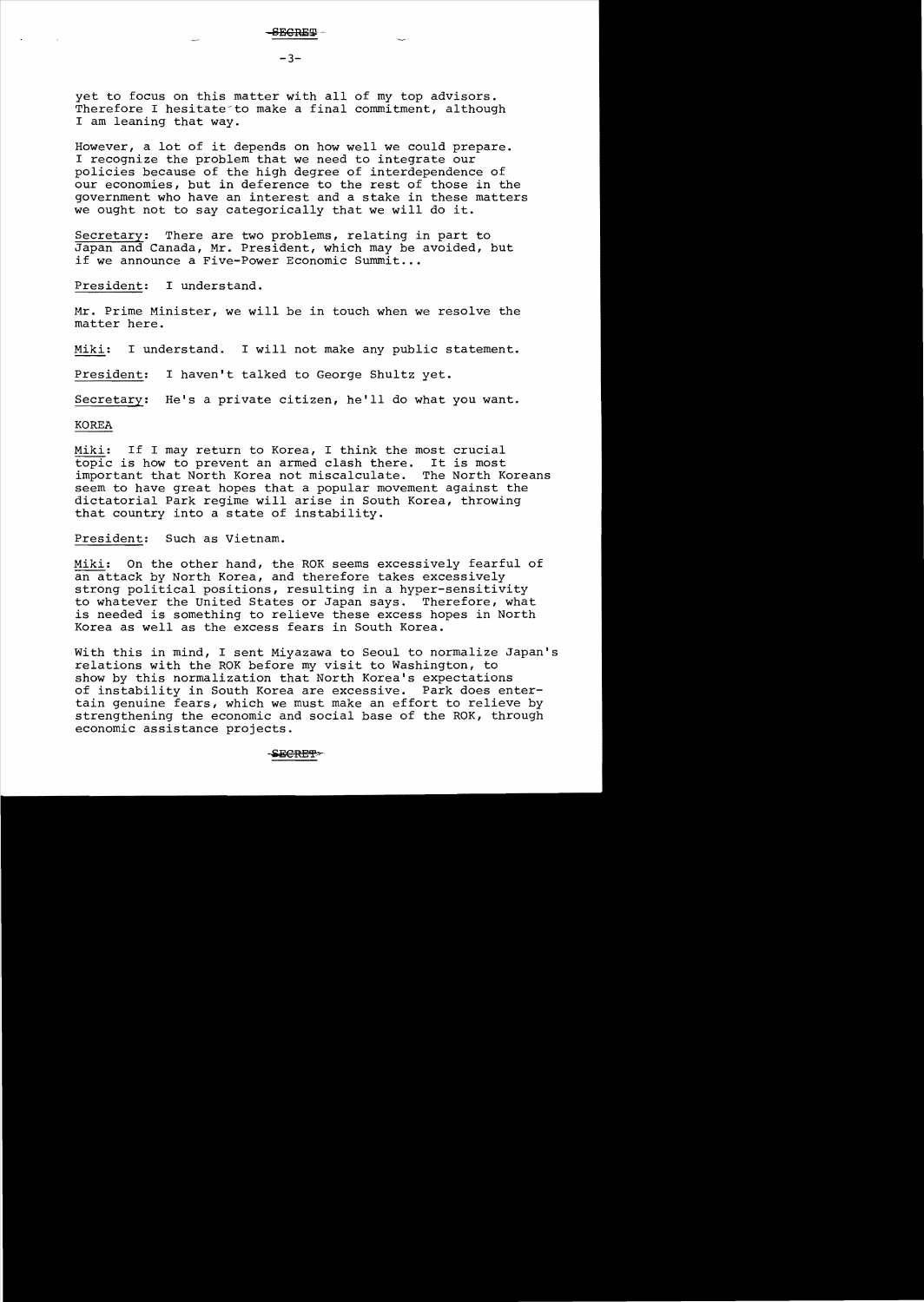yet to focus on this matter with all of my top advisors. Therefore I hesitate to make a final commitment, although I am leaning that way.

However, a lot of it depends on how well we could prepare. I recognize the problem that we need to integrate our policies because of the high degree of interdependence of our economies, but in deference to the rest of those in the government who have an interest and a stake in these matters we ought not to say categorically that we will do it.

Secretary: There are two problems, relating in part to Japan and Canada, Mr. President, which may be avoided, but if we announce a Five-Power Economic Summit...

President: I understand.

Mr. Prime Minister, we will be in touch when we resolve the matter here.

Miki: I understand. I will not make any public statement.

President: I haven't talked to George Shultz yet.

Secretary: He's a private citizen, he'll do what you want.

KOREA

Miki: If I may return to Korea, I think the most crucial topic is how to prevent an armed clash there. It is most important that North Korea not miscalculate. The North Koreans seem to have great hopes that a popular movement against the dictatorial Park regime will arise in South Korea, throwing that country into a state of instability.

President: Such as Vietnam.

Miki: On the other hand, the ROK seems excessively fearful of an attack by North Korea, and therefore takes excessively strong political positions, resulting in a hyper-sensitivity to whatever the United States or Japan says. Therefore, what is needed is something to relieve these excess hopes in North Korea as well as the excess fears in South Korea.

With this in mind, I sent Miyazawa to Seoul to normalize Japan's relations with the ROK before my visit to Washington, to show by this normalization that North Korea's expectations of instability in South Korea are excessive. Park does entertain genuine fears, which we must make an effort to relieve by strengthening the economic and social base of the ROK, through economic assistance projects.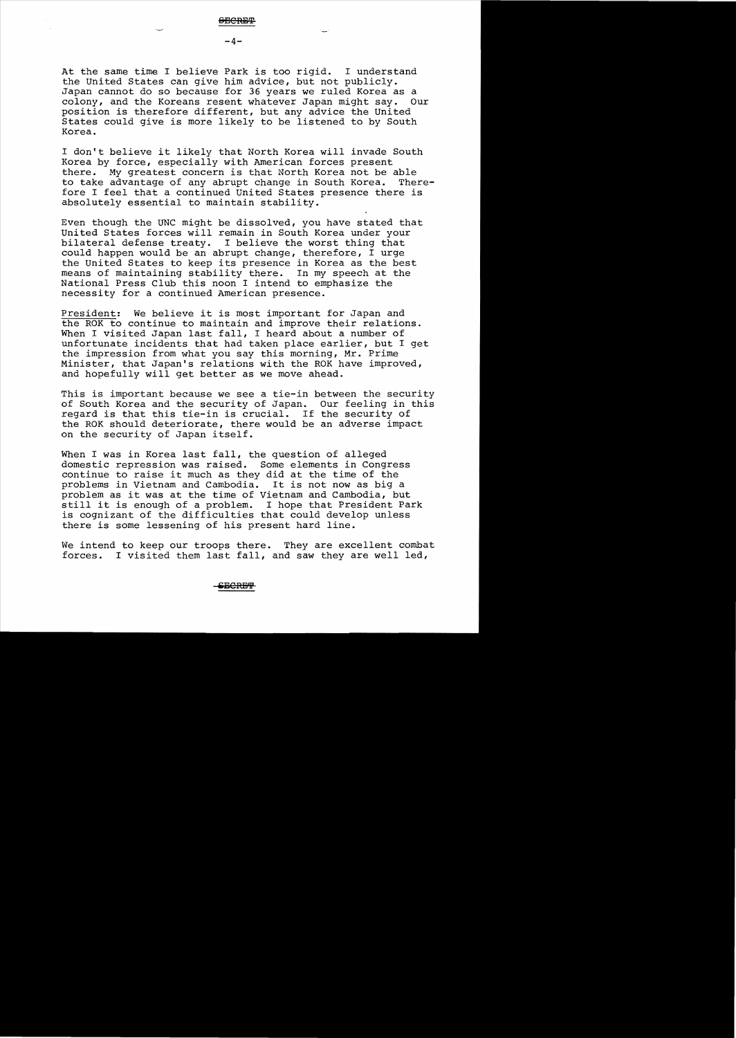At the same time I believe Park is too rigid. I understand the United States can give him advice, but not publicly. Japan cannot do so because for 36 years we ruled Korea as a colony, and the Koreans resent whatever Japan might say. Our position is therefore different, but any advice the United States could give is more likely to be listened to by South Korea.

I don't believe it likely that North Korea will invade South Korea by force, especially with American forces present there. My greatest concern is that North Korea not be able to take advantage of any abrupt change in South Korea. Therefore I feel that a continued United States presence there is absolutely essential to maintain stability.

Even though the UNC might be dissolved, you have stated that United States forces will remain in South Korea under your bilateral defense treaty. I believe the worst thing that could happen would be an abrupt change, therefore, I urge the United States to keep its presence in Korea as the best means of maintaining stability there. In my speech at the National Press Club this noon I intend to emphasize the necessity for a continued American presence.

President: We believe it is most important for Japan and the ROK to continue to maintain and improve their relations. When I visited Japan last fall, I heard about a number of unfortunate incidents that had taken place earlier, but I get the impression from what you say this morning, Mr. Prime Minister, that Japan's relations with the ROK have improved, and hopefully will get better as we move ahead.

This is important because we see a tie-in between the security of South Korea and the security of Japan. Our feeling in this regard is that this tie-in is crucial. If the security of the ROK should deteriorate, there would be an adverse impact on the security of Japan itself.

When I was in Korea last fall, the question of alleged domestic repression was raised. Some elements in Congress continue to raise it much as they did at the time of the problems in Vietnam and Cambodia. It is not now as big a problem as it was at the time of Vietnam and Cambodia, but still it is enough of a problem. I hope that President Park is cognizant of the difficulties that could develop unless there is some lessening of his present hard line.

We intend to keep our troops there. They are excellent combat forces. I visited them last fall, and saw they are well led,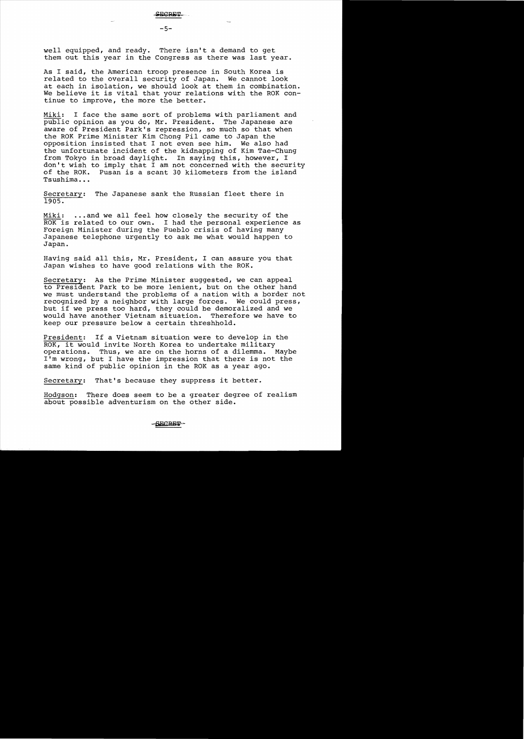well equipped, and ready. There isn't a demand to get them out this year in the Congress as there was last year.

As I said, the American troop presence in South Korea is related to the overall security of Japan. We cannot look at each in isolation, we should look at them in combination. We believe it is vital that your relations with the ROK continue to improve, the more the better.

Miki: I face the same sort of problems with parliament and public opinion as you do, Mr. President. The Japanese are aware of President Park's repression, so much so that when the ROK Prime Minister Kim Chong Pil came to Japan the opposition insisted that I not even see him. We also had the unfortunate incident of the kidnapping of Kim Tae-Chung from Tokyo in broad daylight. In saying this, however, I don't wish to imply that I am not concerned with the security of the ROK. Pusan is a scant 30 kilometers from the island Tsushima...

Secretary: The Japanese sank the Russian fleet there in 1905.

Miki: ...and we all feel how closely the security of the ROK is related to our own. I had the personal experience as Foreign Minister during the Pueblo crisis of having many Japanese telephone urgently to ask me what would happen to Japan.

Having said all this, Mr. President, I can assure you that Japan wishes to have good relations with the ROK.

Secretary: As the Prime Minister suggested, we can appeal to President Park to be more lenient, but on the other hand we must understand the problems of a nation with a border not recognized by a neighbor with large forces. We could press, but if we press too hard, they could be demoralized and we would have another Vietnam situation. Therefore we have to keep our pressure below a certain threshhold.

President: If a Vietnam situation were to develop in the ROK, it would invite North Korea to undertake military operations. Thus, we are on the horns of a dilemma. Maybe I'm wrong, but I have the impression that there is not the same kind of public opinion in the ROK as a year ago.

Secretary: That's because they suppress it better.

Hodgson: There does seem to be a greater degree of realism about possible adventurism on the other side.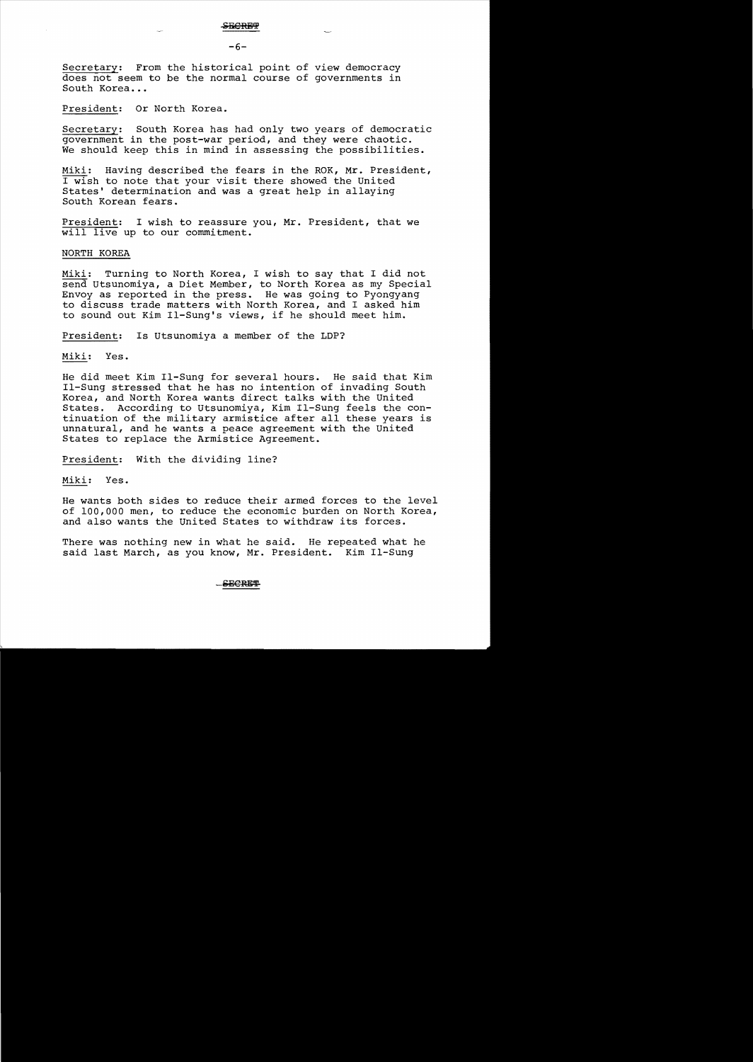Secretary: From the historical point of view democracy does not seem to be the normal course of governments in South Korea...

President: Or North Korea.

Secretary: South Korea has had only two years of democratic government in the post-war period, and they were chaotic. We should keep this in mind in assessing the possibilities.

Miki: Having described the fears in the ROK, Mr. President, I wish to note that your visit there showed the United States' determination and was a great help in allaying South Korean fears.

President: I wish to reassure you, Mr. President, that we will live up to our commitment.

NORTH KOREA

Miki: Turning to North Korea, I wish to say that I did not send Utsunomiya, a Diet Member, to North Korea as my Special Envoy as reported in the press. He was going to Pyongyang to discuss trade matters with North Korea, and I asked him to sound out Kim Il-Sung's views, if he should meet him.

President: Is Utsunomiya a member of the LDP?

Miki: Yes.

He did meet Kim Il-Sung for several hours. He said that Kim Il-Sung stressed that he has no intention of invading South Korea, and North Korea wants direct talks with the United States. According to Utsunomiya, Kim Il-Sung feels the continuation of the military armistice after all these years is unnatural, and he wants a peace agreement with the United States to replace the Armistice Agreement.

President: With the dividing line?

Miki: Yes.

He wants both sides to reduce their armed forces to the level of 100,000 men, to reduce the economic burden on North Korea, and also wants the United States to withdraw its forces.

There was nothing new in what he said. He repeated what he said last March, as you know, Mr. President. Kim Il-Sung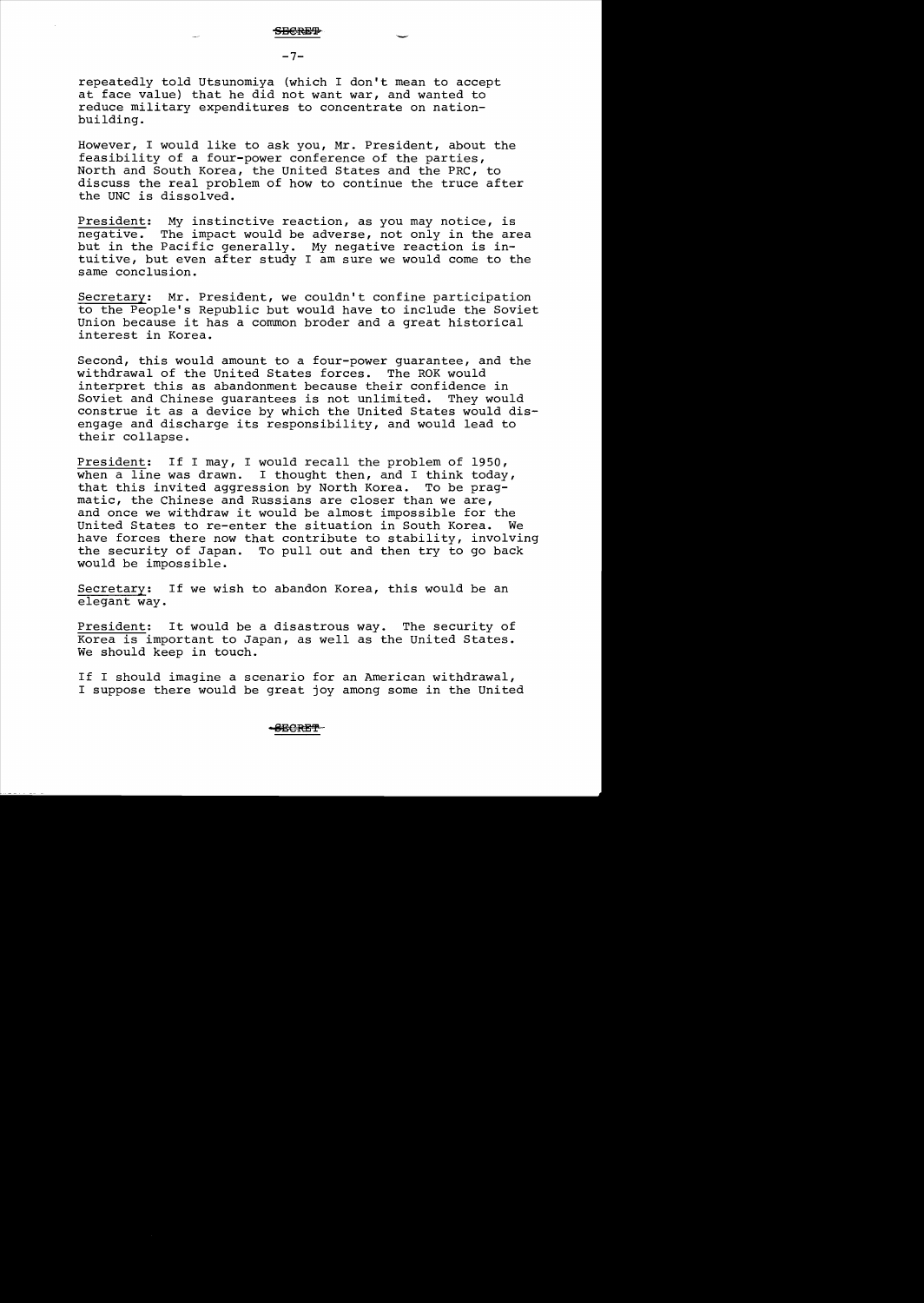repeatedly told Utsunomiya (which I don't mean to accept at face value) that he did not want war, and wanted to reduce military expenditures to concentrate on nation-building.

However, I would like to ask you, Mr. President, about the feasibility of a four-power conference of the parties, North and South Korea, the United States and the PRC, to discuss the real problem of how to continue the truce after the UNC is dissolved.

President: My instinctive reaction, as you may notice, is negative. The impact would be adverse, not only in the area but in the Pacific generally. My negative reaction is intuitive, but even after study I am sure we would come to the same conclusion.

Secretary: Mr. President, we couldn't confine participation to the People's Republic but would have to include the Soviet Union because it has a common broder and a great historical interest in Korea.

Second, this would amount to a four-power guarantee, and the withdrawal of the United States forces. The ROK would interpret this as abandonment because their confidence in Soviet and Chinese guarantees is not unlimited. They would construe it as a device by which the United States would disengage and discharge its responsibility, and would lead to their collapse.

President: If I may, I would recall the problem of 1950, when a line was drawn. I thought then, and I think today, that this invited aggression by North Korea. To be pragmatic, the Chinese and Russians are closer than we are, and once we withdraw it would be almost impossible for the United States to re-enter the situation in South Korea. We have forces there now that contribute to stability, involving the security of Japan. To pull out and then try to go back would be impossible.

Secretary: If we wish to abandon Korea, this would be an elegant way.

President: It would be a disastrous way. The security of Korea is important to Japan, as well as the United States. We should keep in touch.

If I should imagine a scenario for an American withdrawal, I suppose there would be great joy among some in the United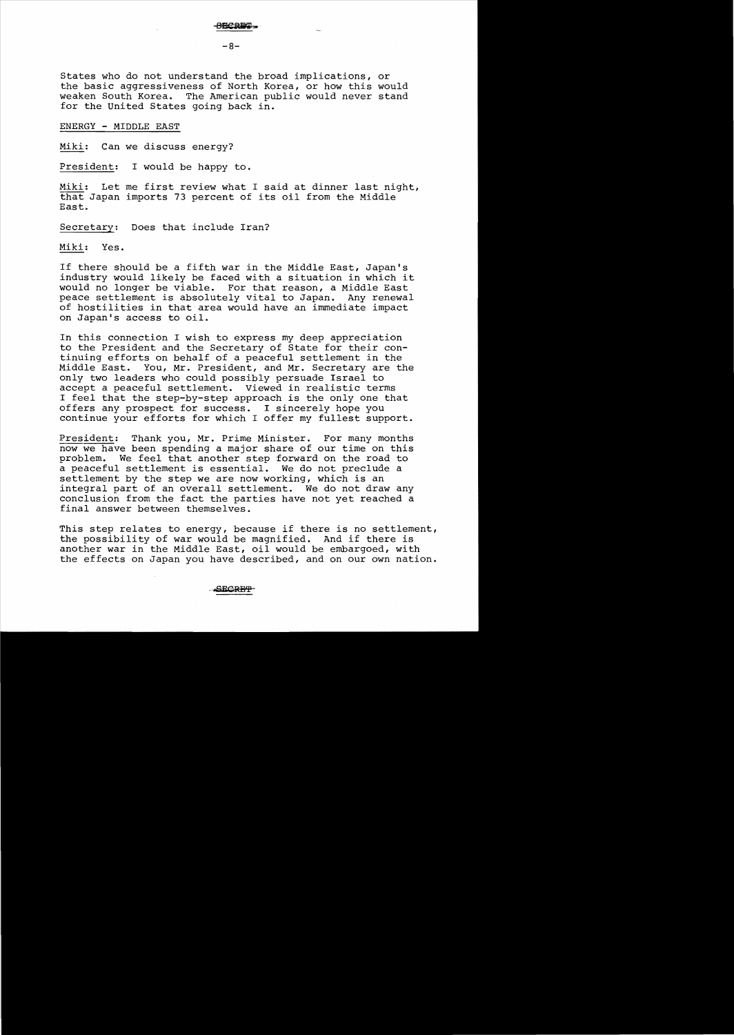States who do not understand the broad implications, or the basic aggressiveness of North Korea, or how this would weaken South Korea. The American public would never stand for the United States going back in.

ENERGY - MIDDLE EAST

Miki: Can we discuss energy?

President: I would be happy to.

Miki: Let me first review what I said at dinner last night, that Japan imports 73 percent of its oil from the Middle East.

Secretary: Does that include Iran?

Miki: Yes.

If there should be a fifth war in the Middle East, Japan's industry would likely be faced with a situation in which it would no longer be viable. For that reason, a Middle East peace settlement is absolutely vital to Japan. Any renewal of hostilities in that area would have an immediate impact on Japan's access to oil.

In this connection I wish to express my deep appreciation to the President and the Secretary of State for their continuing efforts on behalf of a peaceful settlement in the Middle East. You, Mr. President, and Mr. Secretary are the only two leaders who could possibly persuade Israel to accept a peaceful settlement. Viewed in realistic terms I feel that the step-by-step approach is the only one that offers any prospect for success. I sincerely hope you continue your efforts for which I offer my fullest support.

President: Thank you, Mr. Prime Minister. For many months now we have been spending a major share of our time on this problem. We feel that another step forward on the road to a peaceful settlement is essential. We do not preclude a settlement by the step we are now working, which is an integral part of an overall settlement. We do not draw any conclusion from the fact the parties have not yet reached a final answer between themselves.

This step relates to energy, because if there is no settlement, the possibility of war would be magnified. And if there is another war in the Middle East, oil would be embargoed, with the effects on Japan you have described, and on our own nation.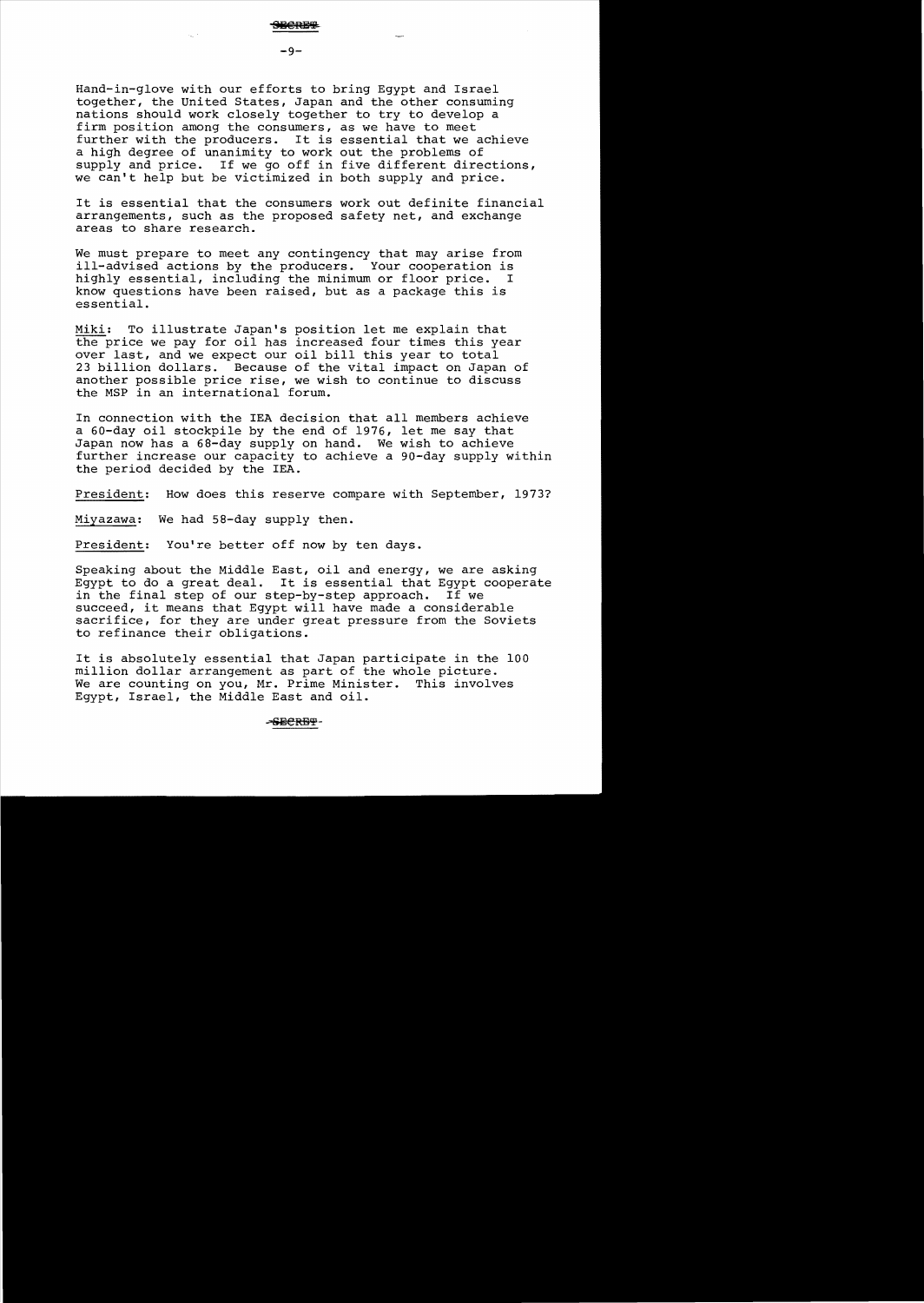Hand-in-glove with our efforts to bring Egypt and Israel together, the United States, Japan and the other consuming nations should work closely together to try to develop a firm position among the consumers, as we have to meet further with the producers. It is essential that we achieve a high degree of unanimity to work out the problems of supply and price. If we go off in five different directions, we can't help but be victimized in both supply and price.

It is essential that the consumers work out definite financial arrangements, such as the proposed safety net, and exchange areas to share research.

We must prepare to meet any contingency that may arise from ill-advised actions by the producers. Your cooperation is highly essential, including the minimum or floor price. I know questions have been raised, but as a package this is essential.

Miki: To illustrate Japan's position let me explain that the price we pay for oil has increased four times this year over last, and we expect our oil bill this year to total 23 billion dollars. Because of the vital impact on Japan of another possible price rise, we wish to continue to discuss the MSP in an international forum.

In connection with the IEA decision that all members achieve a 60-day oil stockpile by the end of 1976, let me say that Japan now has a 68-day supply on hand. We wish to achieve further increase our capacity to achieve a 90-day supply within the period decided by the IEA.

President: How does this reserve compare with September, 1973?

Miyazawa: We had 58-day supply then.

President: You're better off now by ten days.

Speaking about the Middle East, oil and energy, we are asking Egypt to do a great deal. It is essential that Egypt cooperate in the final step of our step-by-step approach. If we succeed, it means that Egypt will have made a considerable sacrifice, for they are under great pressure from the Soviets to refinance their obligations.

It is absolutely essential that Japan participate in the 100 million dollar arrangement as part of the whole picture. We are counting on you, Mr. Prime Minister. This involves Egypt, Israel, the Middle East and oil.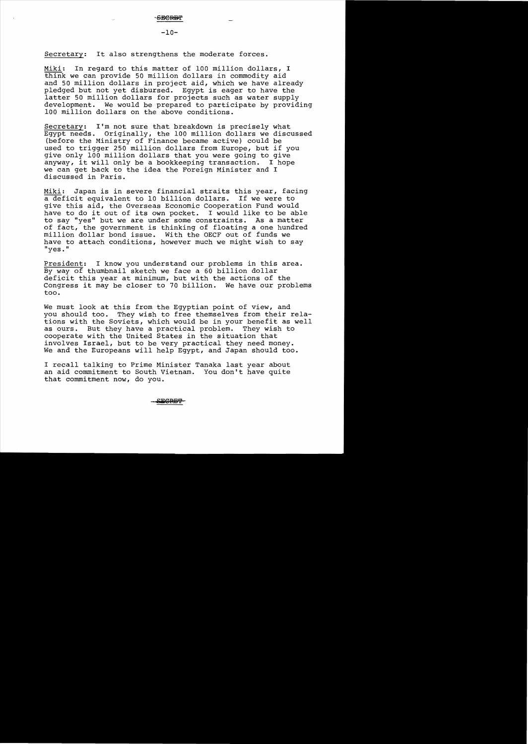Secretary: It also strengthens the moderate forces.

Miki: In regard to this matter of 100 million dollars, I think we can provide 50 million dollars in commodity aid and 50 million dollars in project aid, which we have already pledged but not yet disbursed. Egypt is eager to have the latter 50 million dollars for projects such as water supply development. We would be prepared to participate by providing 100 million dollars on the above conditions.

Secretary: I'm not sure that breakdown is precisely what Egypt needs. Originally, the 100 million dollars we discussed (before the Ministry of Finance became active) could be used to trigger 250 million dollars from Europe, but if you give only 100 million dollars that you were going to give anyway, it will only be a bookkeeping transaction. I hope we can get back to the idea the Foreign Minister and I discussed in Paris.

Miki: Japan is in severe financial straits this year, facing a deficit equivalent to 10 billion dollars. If we were to give this aid, the Overseas Economic Cooperation Fund would have to do it out of its own pocket. I would like to be able to say "yes" but we are under some constraints. As a matter of fact, the government is thinking of floating a one hundred million dollar bond issue. With the OECF out of funds we have to attach conditions, however much we might wish to say "yes."

President: I know you understand our problems in this area. By way of thumbnail sketch we face a 60 billion dollar deficit this year at minimum, but with the actions of the Congress it may be closer to 70 billion. We have our problems too.

We must look at this from the Egyptian point of view, and you should too. They wish to free themselves from their relations with the Soviets, which would be in your benefit as well as ours. But they have a practical problem. They wish to cooperate with the United States in the situation that involves Israel, but to be very practical they need money. We and the Europeans will help Egypt, and Japan should too.

I recall talking to Prime Minister Tanaka last year about an aid commitment to South Vietnam. You don't have quite that commitment now, do you.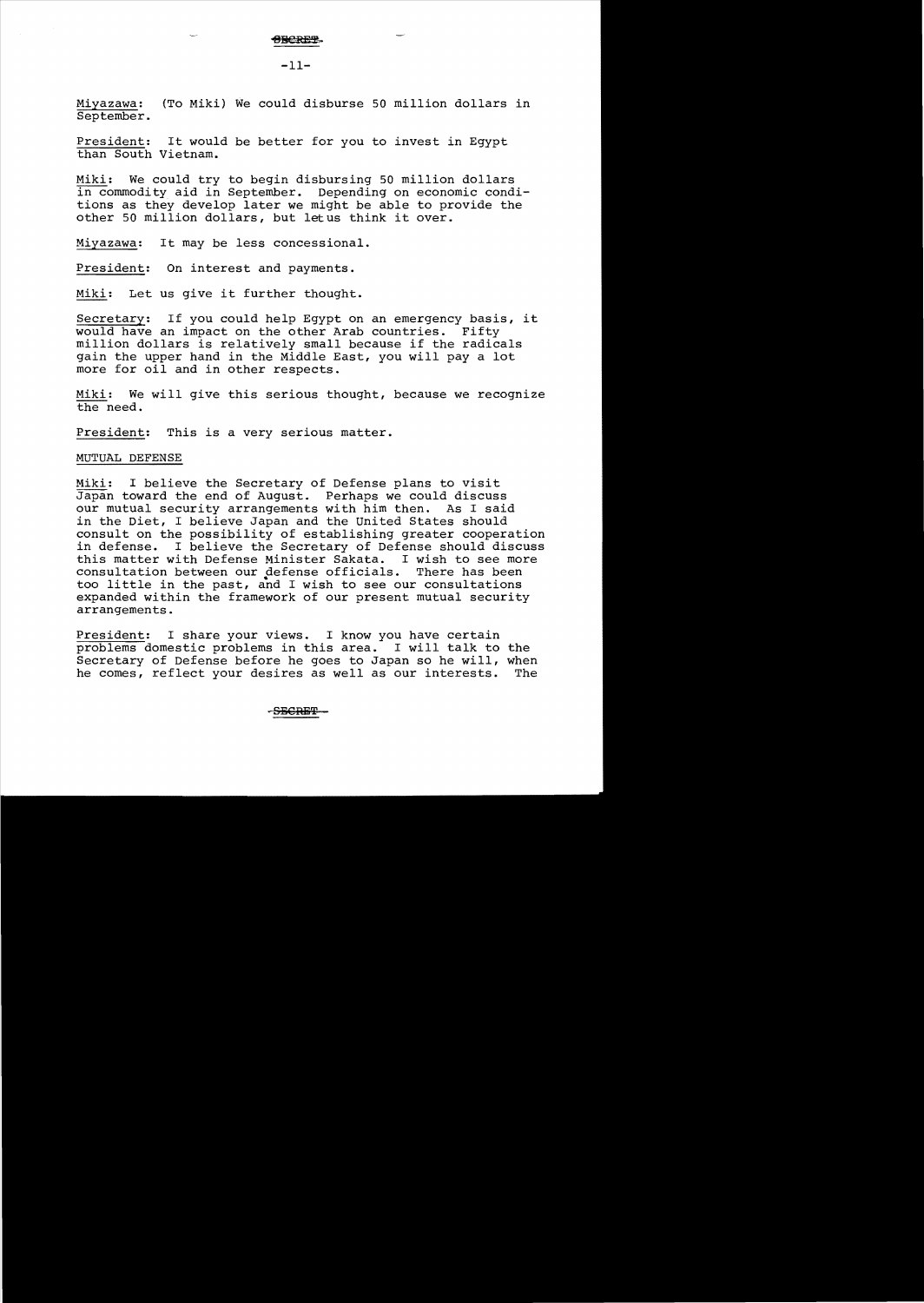Miyazawa: (To Miki) We could disburse 50 million dollars in September.

President: It would be better for you to invest in Egypt than South Vietnam.

Miki: We could try to begin disbursing 50 million dollars in commodity aid in September. Depending on economic conditions as they develop later we might be able to provide the other 50 million dollars, but letus think it over.

Miyazawa: It may be less concessional.

President: On interest and payments.

Miki: Let us give it further thought.

Secretary: If you could help Egypt on an emergency basis, it would have an impact on the other Arab countries. Fifty million dollars is relatively small because if the radicals gain the upper hand in the Middle East, you will pay a lot more for oil and in other respects.

Miki: We will give this serious thought, because we recognize the need.

President: This is a very serious matter.

MUTUAL DEFENSE

Miki: I believe the Secretary of Defense plans to visit Japan toward the end of August. Perhaps we could discuss our mutual security arrangements with him then. As I said in the Diet, I believe Japan and the United States should consult on the possibility of establishing greater cooperation in defense. I believe the Secretary of Defense should discuss this matter with Defense Minister Sakata. I wish to see more consultation between our defense officials. There has been too little in the past, and I wish to see our consultations expanded within the framework of our present mutual security arrangements.

President: I share your views. I know you have certain problems domestic problems in this area. I will talk to the Secretary of Defense before he goes to Japan so he will, when he comes, reflect your desires as well as our interests. The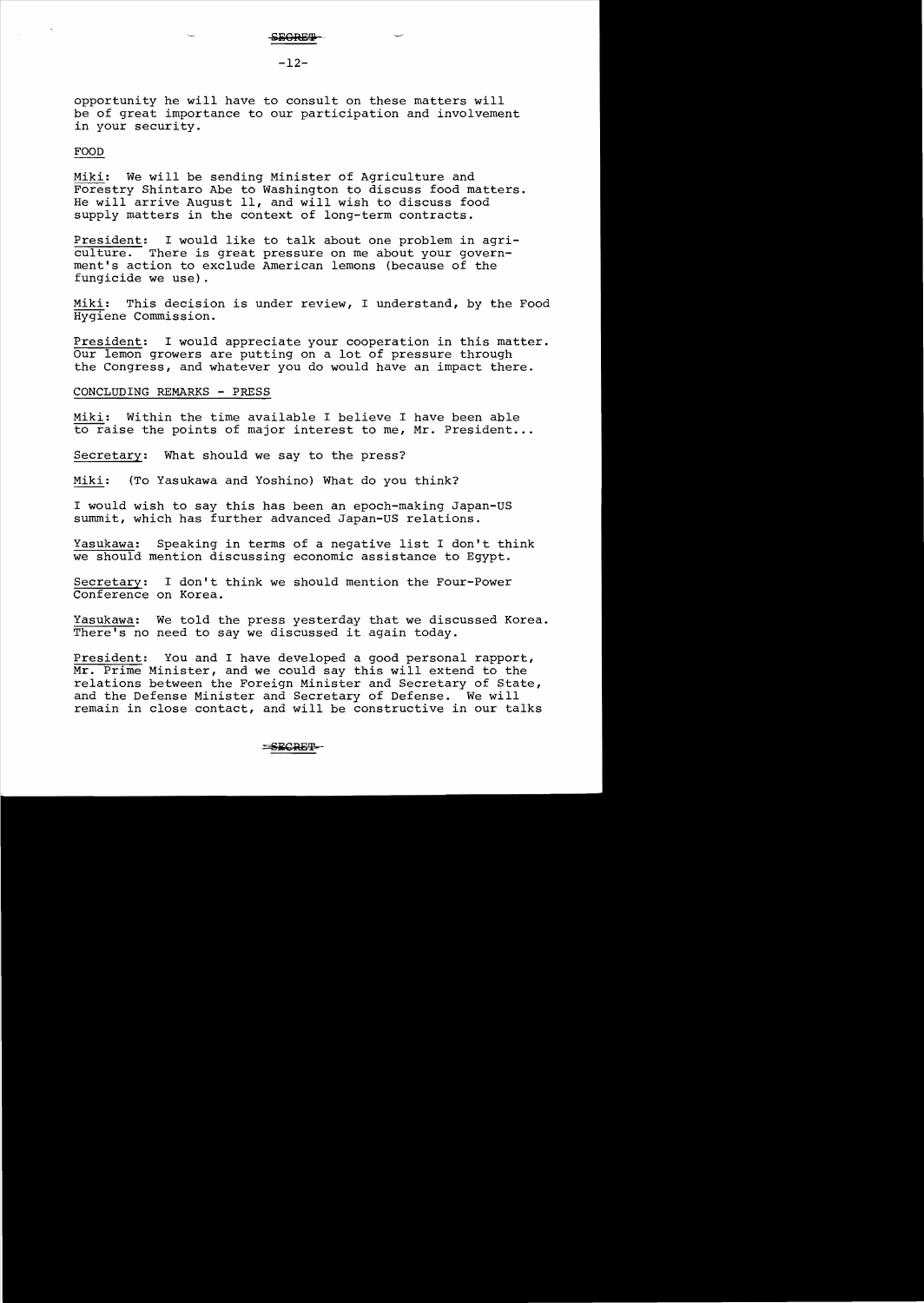opportunity he will have to consult on these matters will be of great importance to our participation and involvement in your security.

FOOD

Miki: We will be sending Minister of Agriculture and Forestry Shintaro Abe to Washington to discuss food matters. He will arrive August 11, and will wish to discuss food supply matters in the context of long-term contracts.

President: I would like to talk about one problem in agriculture. There is great pressure on me about your government's action to exclude American lemons (because of the fungicide we use).

Miki: This decision is under review, I understand, by the Food Hygiene Commission.

President: I would appreciate your cooperation in this matter. Our lemon growers are putting on a lot of pressure through the Congress, and whatever you do would have an impact there.

CONCLUDING REMARKS - PRESS

Miki: Within the time available I believe I have been able to raise the points of major interest to me, Mr. President...

Secretary: What should we say to the press?

Miki: (To Yasukawa and Yoshino) What do you think?

I would wish to say this has been an epoch-making Japan-US summit, which has further advanced Japan-US relations.

Yasukawa: Speaking in terms of a negative list I don't think we should mention discussing economic assistance to Egypt.

Secretary: I don't think we should mention the Four-Power Conference on Korea.

Yasukawa: We told the press yesterday that we discussed Korea. There's no need to say we discussed it again today.

President: You and I have developed a good personal rapport, Mr. Prime Minister, and we could say this will extend to the relations between the Foreign Minister and Secretary of State, and the Defense Minister and Secretary of Defense. We will remain in close contact, and will be constructive in our talks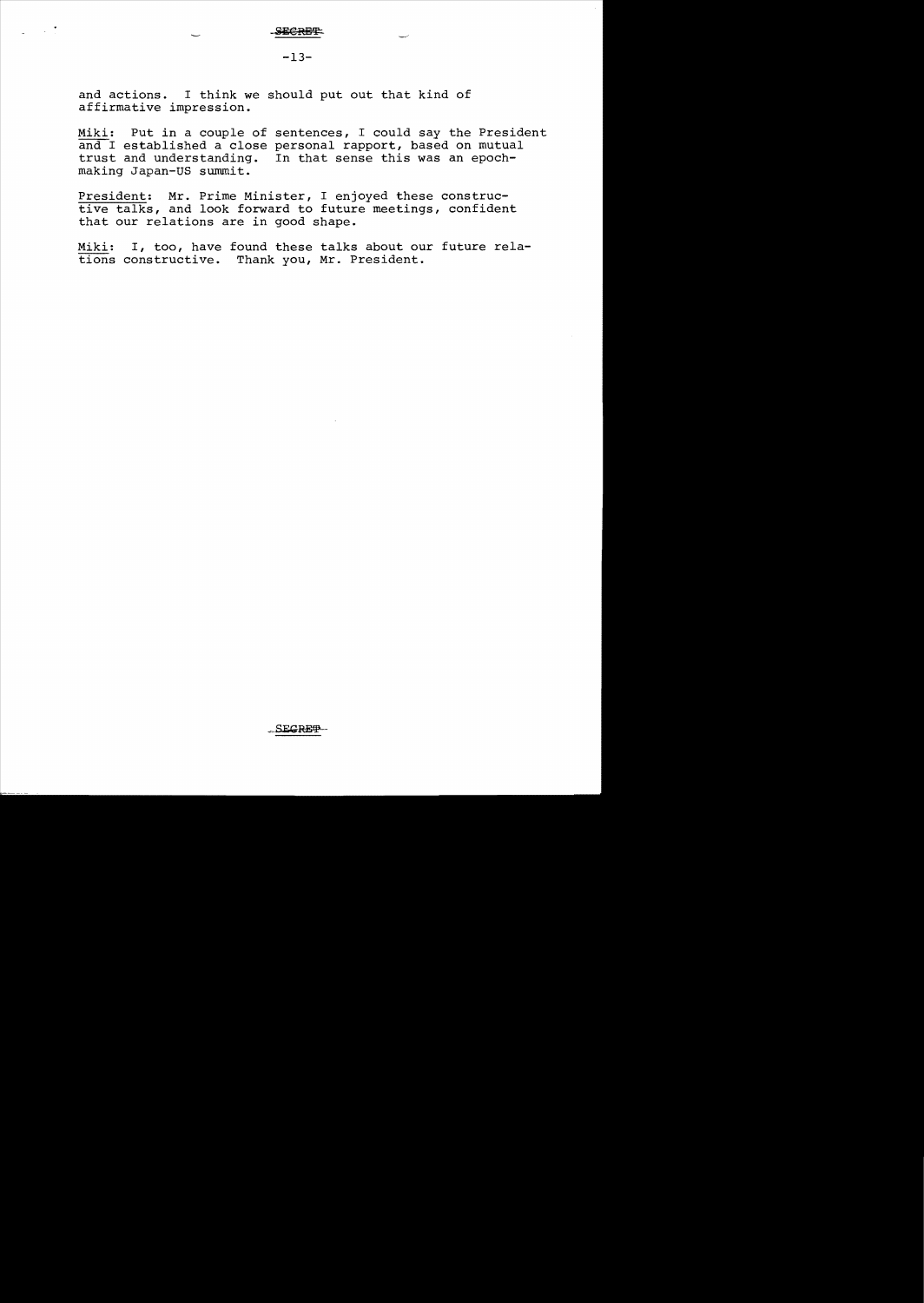SECRET

and actions. I think we should put out that kind of affirmative impression.

Miki: Put in a couple of sentences, I could say the President and I established a close personal rapport, based on mutual trust and understanding. In that sense this was an epoch-making Japan-US summit.

President: Mr. Prime Minister, I enjoyed these constructive talks, and look forward to future meetings, confident that our relations are in good shape.

Miki: I, too, have found these talks about our future relations constructive. Thank you, Mr. President.

SECRET